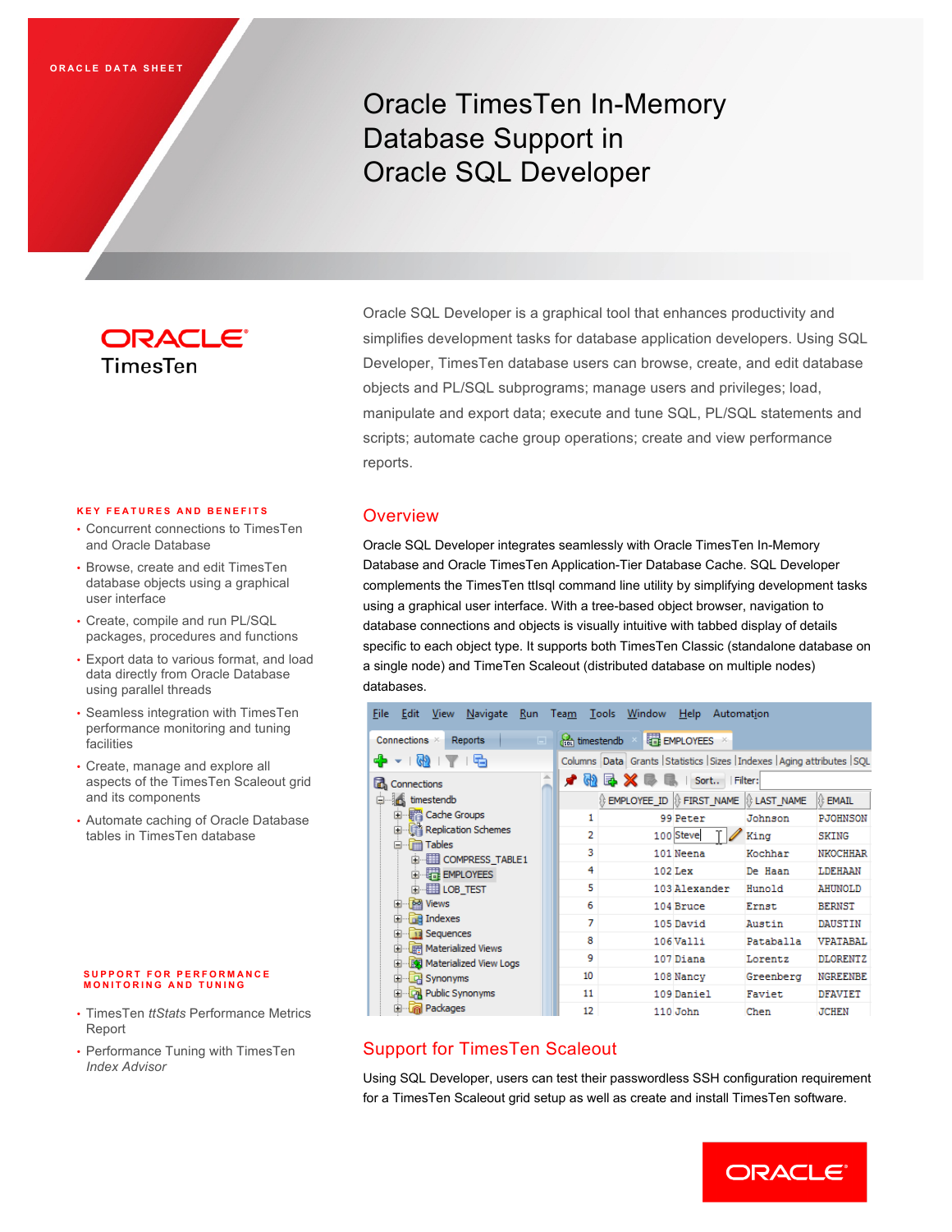ORACLE DATA SHEET

# Oracle TimesTen In-Memory Database Support in Oracle SQL Developer

ORACLE TimesTen

Oracle SQL Developer is a graphical tool that enhances productivity and simplifies development tasks for database application developers. Using SQL Developer, TimesTen database users can browse, create, and edit database objects and PL/SQL subprograms; manage users and privileges; load, manipulate and export data; execute and tune SQL, PL/SQL statements and scripts; automate cache group operations; create and view performance reports.

### KEY FEATURES AND BENEFITS

- Concurrent connections to TimesTen and Oracle Database
- Browse, create and edit TimesTen database objects using a graphical user interface
- Create, compile and run PL/SQL packages, procedures and functions
- Export data to various format, and load data directly from Oracle Database using parallel threads
- Seamless integration with TimesTen performance monitoring and tuning facilities
- Create, manage and explore all aspects of the TimesTen Scaleout grid and its components
- Automate caching of Oracle Database tables in TimesTen database

### SUPPORT FOR PERFORMANCE MONITORING AND TUNING

- TimesTen *ttStats* Performance Metrics Report
- Performance Tuning with TimesTen *Index Advisor*

## Overview

Oracle SQL Developer integrates seamlessly with Oracle TimesTen In-Memory Database and Oracle TimesTen Application-Tier Database Cache. SQL Developer complements the TimesTen ttIsql command line utility by simplifying development tasks using a graphical user interface. With a tree-based object browser, navigation to database connections and objects is visually intuitive with tabbed display of details specific to each object type. It supports both TimesTen Classic (standalone database on a single node) and TimeTen Scaleout (distributed database on multiple nodes) databases.

## Support for TimesTen Scaleout

Using SQL Developer, users can test their passwordless SSH configuration requirement for a TimesTen Scaleout grid setup as well as create and install TimesTen software.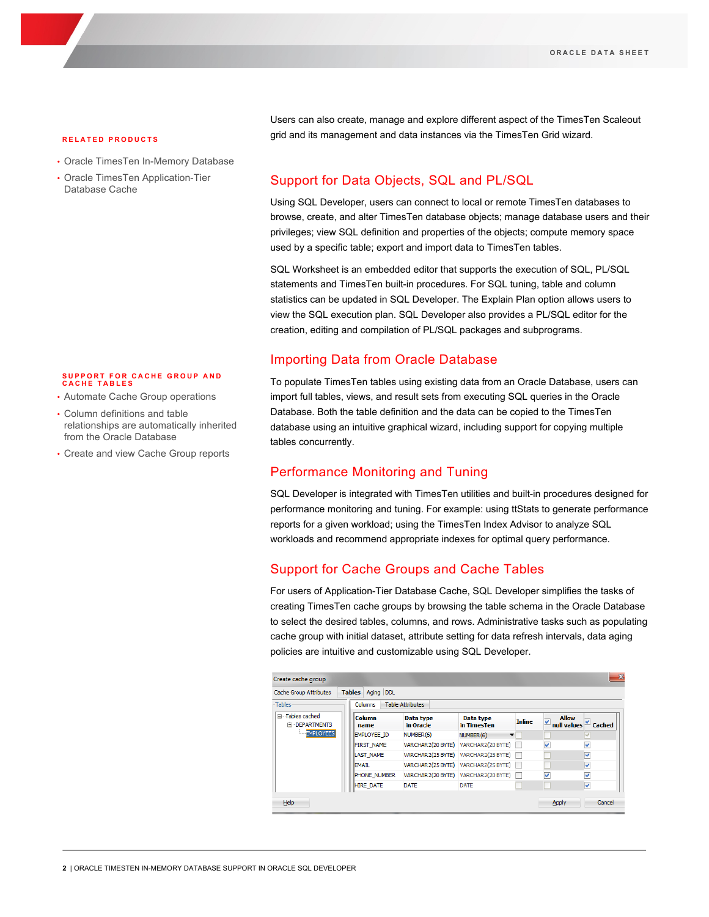## RELATED PRODUCTS

- Oracle TimesTen In-Memory Database
- Oracle TimesTen Application-Tier Database Cache

Users can also create, manage and explore different aspect of the TimesTen Scaleout grid and its management and data instances via the TimesTen Grid wizard.

## Support for Data Objects, SQL and PL/SQL

Using SQL Developer, users can connect to local or remote TimesTen databases to browse, create, and alter TimesTen database objects; manage database users and their privileges; view SQL definition and properties of the objects; compute memory space used by a specific table; export and import data to TimesTen tables.

SQL Worksheet is an embedded editor that supports the execution of SQL, PL/SQL statements and TimesTen built-in procedures. For SQL tuning, table and column statistics can be updated in SQL Developer. The Explain Plan option allows users to view the SQL execution plan. SQL Developer also provides a PL/SQL editor for the creation, editing and compilation of PL/SQL packages and subprograms.

## Importing Data from Oracle Database

To populate TimesTen tables using existing data from an Oracle Database, users can import full tables, views, and result sets from executing SQL queries in the Oracle Database. Both the table definition and the data can be copied to the TimesTen database using an intuitive graphical wizard, including support for copying multiple tables concurrently.

## SUPPORT FOR CACHE GROUP AND CACHE TABLES

- Automate Cache Group operations
- Column definitions and table relationships are automatically inherited from the Oracle Database
- Create and view Cache Group reports

## Performance Monitoring and Tuning

SQL Developer is integrated with TimesTen utilities and built-in procedures designed for performance monitoring and tuning. For example: using ttStats to generate performance reports for a given workload; using the TimesTen Index Advisor to analyze SQL workloads and recommend appropriate indexes for optimal query performance.

## Support for Cache Groups and Cache Tables

For users of Application-Tier Database Cache, SQL Developer simplifies the tasks of creating TimesTen cache groups by browsing the table schema in the Oracle Database to select the desired tables, columns, and rows. Administrative tasks such as populating cache group with initial dataset, attribute setting for data refresh intervals, data aging policies are intuitive and customizable using SQL Developer.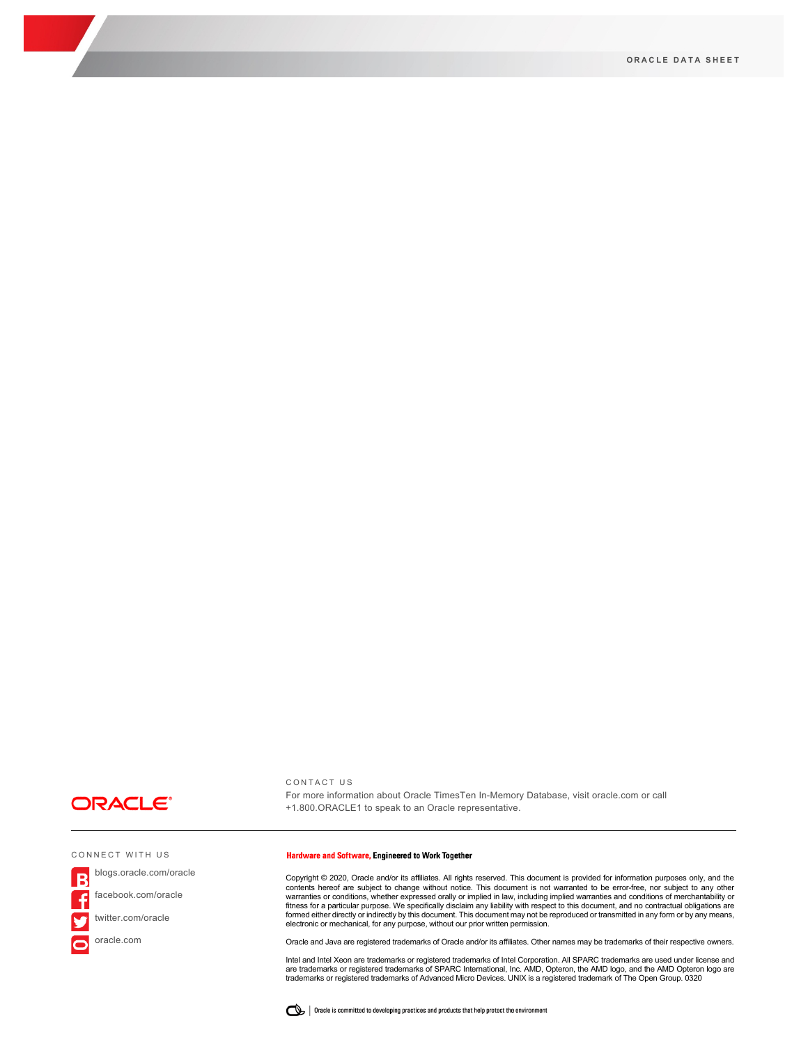CONTACT US

For more information about Oracle TimesTen In-Memory Database, visit oracle.com or call +1.800.ORACLE1 to speak to an Oracle representative.

CONNECT WITH US

blogs.oracle.com/oracle

facebook.com/oracle

twitter.com/oracle

oracle.com

**Hardware and Software, Engineered to Work Together**

Copyright © 2020, Oracle and/or its affiliates. All rights reserved. This document is provided for information purposes only, and the contents hereof are subject to change without notice. This document is not warranted to be error-free, nor subject to any other warranties or conditions, whether expressed orally or implied in law, including implied warranties and conditions of merchantability or fitness for a particular purpose. We specifically disclaim any liability with respect to this document, and no contractual obligations are formed either directly or indirectly by this document. This document may not be reproduced or transmitted in any form or by any means, electronic or mechanical, for any purpose, without our prior written permission.

Oracle and Java are registered trademarks of Oracle and/or its affiliates. Other names may be trademarks of their respective owners.

Intel and Intel Xeon are trademarks or registered trademarks of Intel Corporation. All SPARC trademarks are used under license and are trademarks or registered trademarks of SPARC International, Inc. AMD, Opteron, the AMD logo, and the AMD Opteron logo are trademarks or registered trademarks of Advanced Micro Devices. UNIX is a registered trademark of The Open Group. 0320

Oracle is committed to developing practices and products that help protect the environment